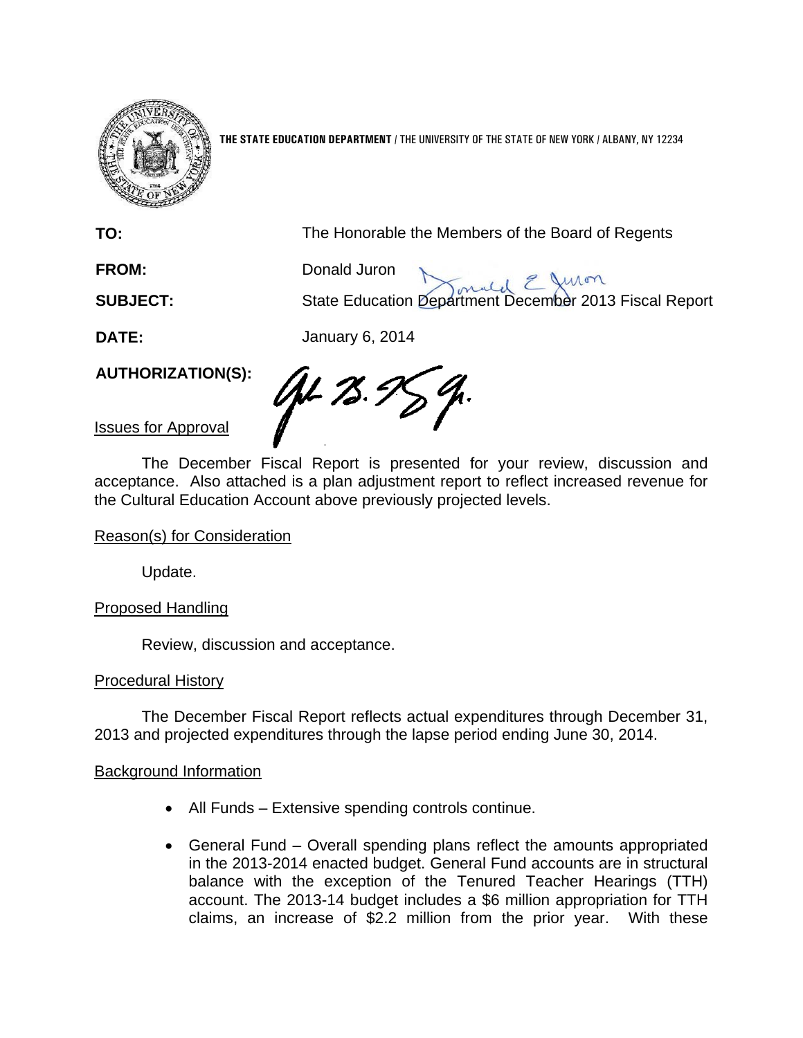**THE STATE EDUCATION DEPARTMENT** / THE UNIVERSITY OF THE STATE OF NEW YORK / ALBANY, NY 12234

**TO:** The Honorable the Members of the Board of Regents

**FROM:** Donald Juron

**SUBJECT:** State Education Department December 2013 Fiscal Report

**DATE:** January 6, 2014

**AUTHORIZATION(S):**

Issues for Approval

The December Fiscal Report is presented for your review, discussion and acceptance. Also attached is a plan adjustment report to reflect increased revenue for the Cultural Education Account above previously projected levels.

Reason(s) for Consideration

Update.

Proposed Handling

Review, discussion and acceptance.

Procedural History

The December Fiscal Report reflects actual expenditures through December 31, 2013 and projected expenditures through the lapse period ending June 30, 2014.

Background Information

- All Funds – Extensive spending controls continue.
- General Fund – Overall spending plans reflect the amounts appropriated in the 2013-2014 enacted budget. General Fund accounts are in structural balance with the exception of the Tenured Teacher Hearings (TTH) account. The 2013-14 budget includes a $6 million appropriation for TTH claims, an increase of $2.2 million from the prior year. With these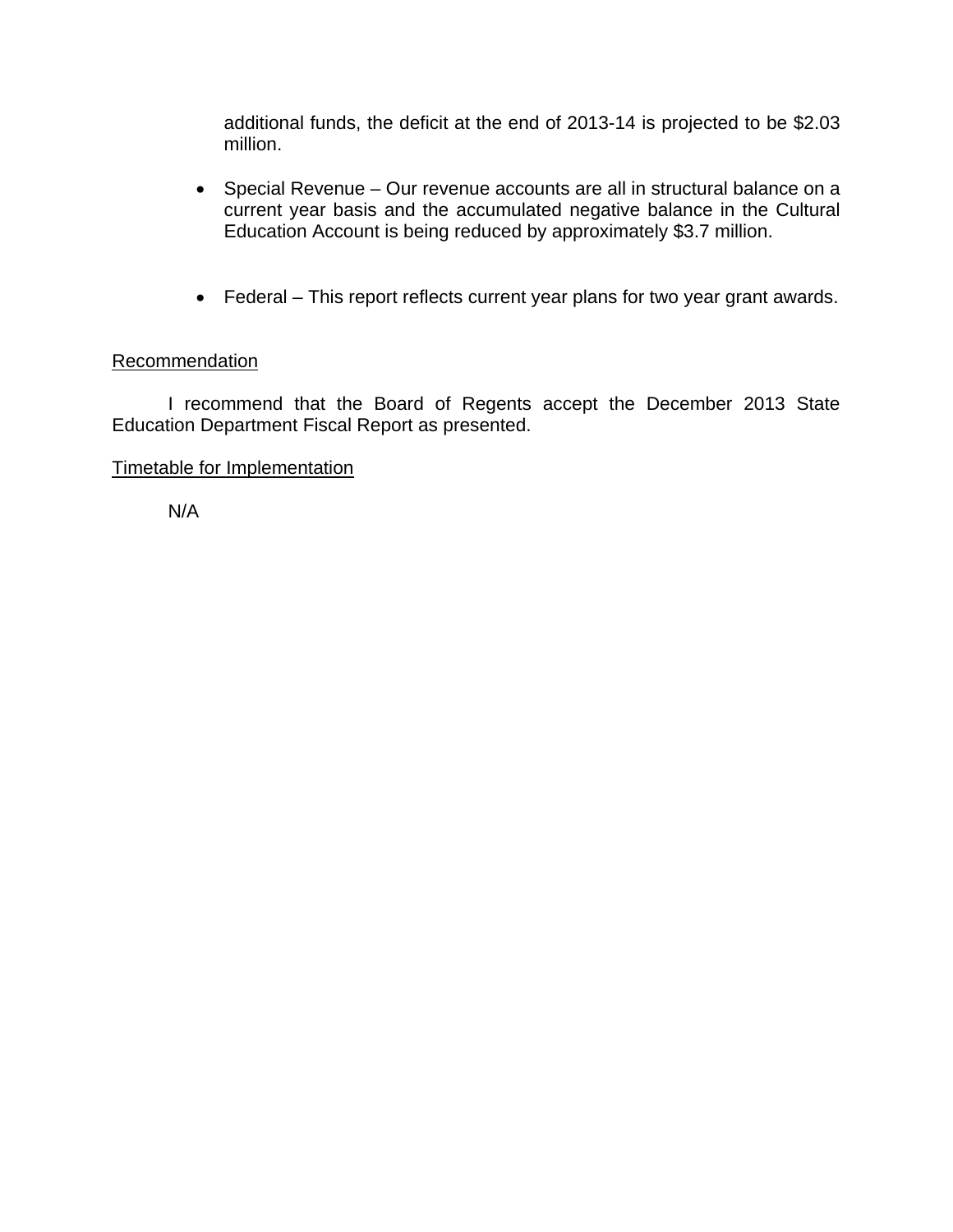additional funds, the deficit at the end of 2013-14 is projected to be $2.03 million.

- Special Revenue – Our revenue accounts are all in structural balance on a current year basis and the accumulated negative balance in the Cultural Education Account is being reduced by approximately $3.7 million.

- Federal – This report reflects current year plans for two year grant awards.

<u>Recommendation</u>

I recommend that the Board of Regents accept the December 2013 State Education Department Fiscal Report as presented.

<u>Timetable for Implementation</u>

N/A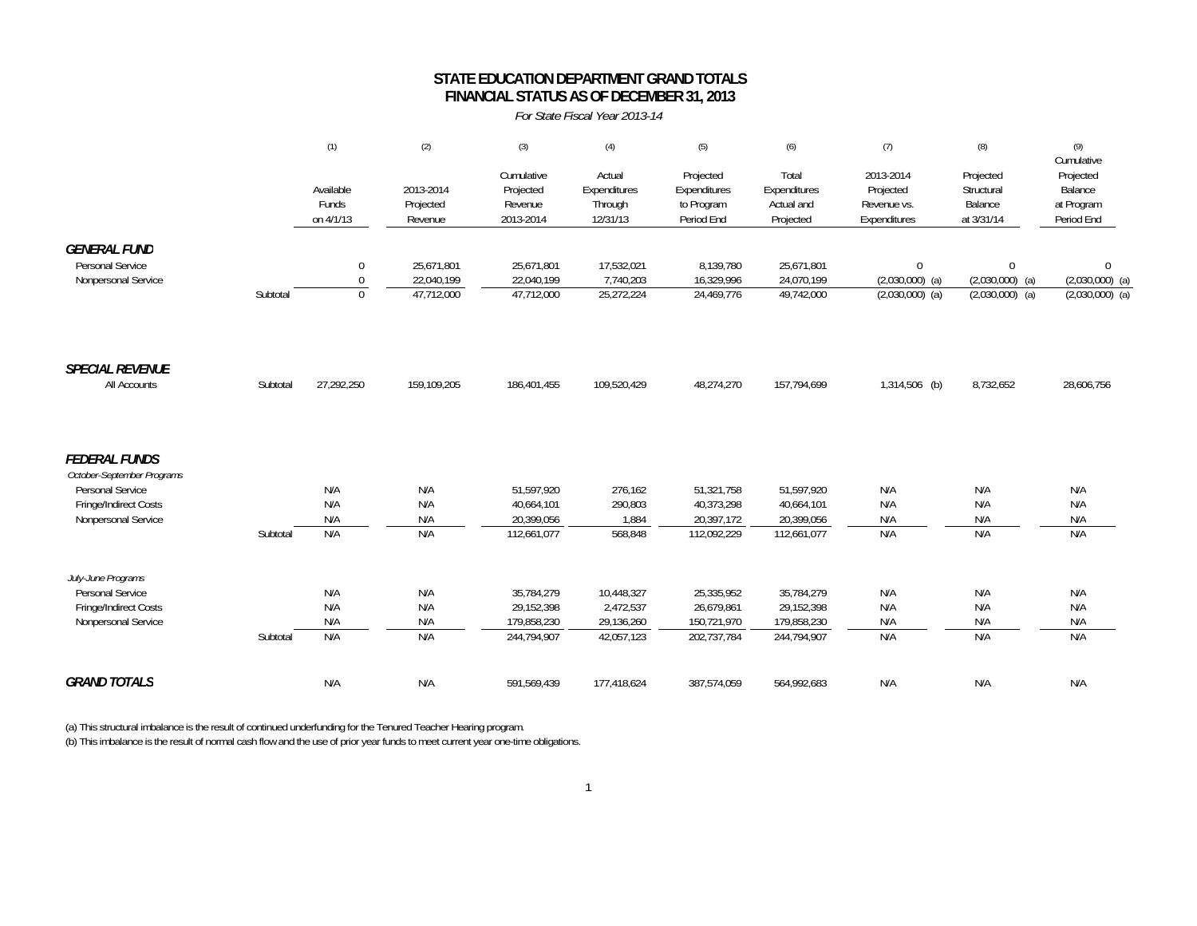# STATE EDUCATION DEPARTMENT GRAND TOTALS
## FINANCIAL STATUS AS OF DECEMBER 31, 2013

*For State Fiscal Year 2013-14*

| | | (1) Available Funds on 4/1/13 | (2) 2013-2014 Projected Revenue | (3) Cumulative Projected Revenue 2013-2014 | (4) Actual Expenditures Through 12/31/13 | (5) Projected Expenditures to Program Period End | (6) Total Expenditures Actual and Projected | (7) 2013-2014 Projected Revenue vs. Expenditures | (8) Projected Structural Balance at 3/31/14 | (9) Cumulative Projected Balance at Program Period End |
|---|---|---|---|---|---|---|---|---|---|---|
| ***GENERAL FUND*** | | | | | | | | | | |
| Personal Service | | 0 | 25,671,801 | 25,671,801 | 17,532,021 | 8,139,780 | 25,671,801 | 0 | 0 | 0 |
| Nonpersonal Service | | 0 | 22,040,199 | 22,040,199 | 7,740,203 | 16,329,996 | 24,070,199 | (2,030,000) (a) | (2,030,000) (a) | (2,030,000) (a) |
| | Subtotal | 0 | 47,712,000 | 47,712,000 | 25,272,224 | 24,469,776 | 49,742,000 | (2,030,000) (a) | (2,030,000) (a) | (2,030,000) (a) |
| ***SPECIAL REVENUE*** | | | | | | | | | | |
| All Accounts | Subtotal | 27,292,250 | 159,109,205 | 186,401,455 | 109,520,429 | 48,274,270 | 157,794,699 | 1,314,506 (b) | 8,732,652 | 28,606,756 |
| ***FEDERAL FUNDS*** | | | | | | | | | | |
| *October-September Programs* | | | | | | | | | | |
| Personal Service | | N/A | N/A | 51,597,920 | 276,162 | 51,321,758 | 51,597,920 | N/A | N/A | N/A |
| Fringe/Indirect Costs | | N/A | N/A | 40,664,101 | 290,803 | 40,373,298 | 40,664,101 | N/A | N/A | N/A |
| Nonpersonal Service | | N/A | N/A | 20,399,056 | 1,884 | 20,397,172 | 20,399,056 | N/A | N/A | N/A |
| | Subtotal | N/A | N/A | 112,661,077 | 568,848 | 112,092,229 | 112,661,077 | N/A | N/A | N/A |
| *July-June Programs* | | | | | | | | | | |
| Personal Service | | N/A | N/A | 35,784,279 | 10,448,327 | 25,335,952 | 35,784,279 | N/A | N/A | N/A |
| Fringe/Indirect Costs | | N/A | N/A | 29,152,398 | 2,472,537 | 26,679,861 | 29,152,398 | N/A | N/A | N/A |
| Nonpersonal Service | | N/A | N/A | 179,858,230 | 29,136,260 | 150,721,970 | 179,858,230 | N/A | N/A | N/A |
| | Subtotal | N/A | N/A | 244,794,907 | 42,057,123 | 202,737,784 | 244,794,907 | N/A | N/A | N/A |
| ***GRAND TOTALS*** | | N/A | N/A | 591,569,439 | 177,418,624 | 387,574,059 | 564,992,683 | N/A | N/A | N/A |

(a) This structural imbalance is the result of continued underfunding for the Tenured Teacher Hearing program.

(b) This imbalance is the result of normal cash flow and the use of prior year funds to meet current year one-time obligations.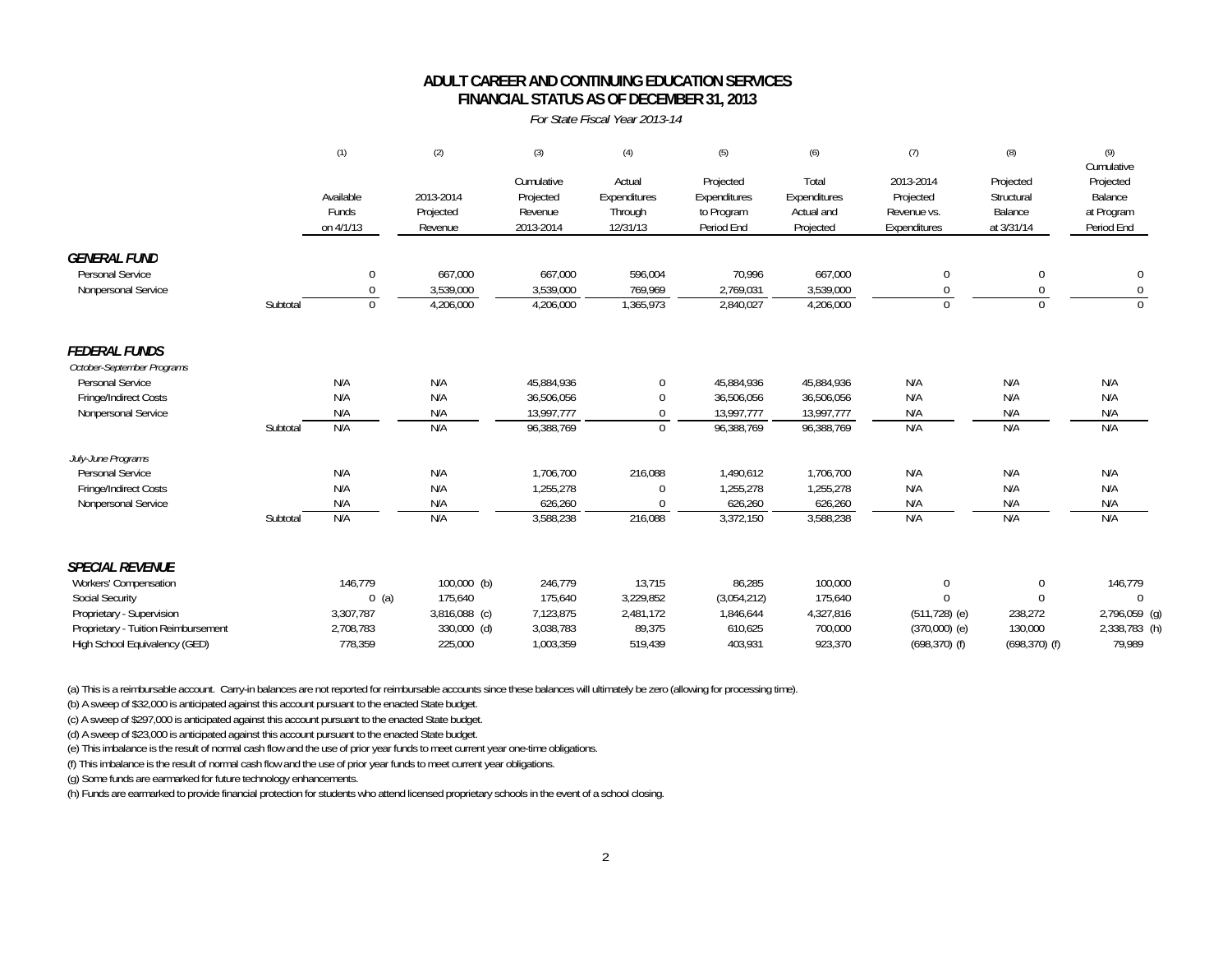# ADULT CAREER AND CONTINUING EDUCATION SERVICES
## FINANCIAL STATUS AS OF DECEMBER 31, 2013

*For State Fiscal Year 2013-14*

| | | (1) | (2) | (3) | (4) | (5) | (6) | (7) | (8) | (9) |
|---|---|---|---|---|---|---|---|---|---|---|
| | | Available Funds on 4/1/13 | 2013-2014 Projected Revenue | Cumulative Projected Revenue 2013-2014 | Actual Expenditures Through 12/31/13 | Projected Expenditures to Program Period End | Total Expenditures Actual and Projected | 2013-2014 Projected Revenue vs. Expenditures | Projected Structural Balance at 3/31/14 | Cumulative Projected Balance at Program Period End |
| ***GENERAL FUND*** | | | | | | | | | | |
| Personal Service | | 0 | 667,000 | 667,000 | 596,004 | 70,996 | 667,000 | 0 | 0 | 0 |
| Nonpersonal Service | | 0 | 3,539,000 | 3,539,000 | 769,969 | 2,769,031 | 3,539,000 | 0 | 0 | 0 |
| | Subtotal | 0 | 4,206,000 | 4,206,000 | 1,365,973 | 2,840,027 | 4,206,000 | 0 | 0 | 0 |
| ***FEDERAL FUNDS*** | | | | | | | | | | |
| *October-September Programs* | | | | | | | | | | |
| Personal Service | | N/A | N/A | 45,884,936 | 0 | 45,884,936 | 45,884,936 | N/A | N/A | N/A |
| Fringe/Indirect Costs | | N/A | N/A | 36,506,056 | 0 | 36,506,056 | 36,506,056 | N/A | N/A | N/A |
| Nonpersonal Service | | N/A | N/A | 13,997,777 | 0 | 13,997,777 | 13,997,777 | N/A | N/A | N/A |
| | Subtotal | N/A | N/A | 96,388,769 | 0 | 96,388,769 | 96,388,769 | N/A | N/A | N/A |
| *July-June Programs* | | | | | | | | | | |
| Personal Service | | N/A | N/A | 1,706,700 | 216,088 | 1,490,612 | 1,706,700 | N/A | N/A | N/A |
| Fringe/Indirect Costs | | N/A | N/A | 1,255,278 | 0 | 1,255,278 | 1,255,278 | N/A | N/A | N/A |
| Nonpersonal Service | | N/A | N/A | 626,260 | 0 | 626,260 | 626,260 | N/A | N/A | N/A |
| | Subtotal | N/A | N/A | 3,588,238 | 216,088 | 3,372,150 | 3,588,238 | N/A | N/A | N/A |
| ***SPECIAL REVENUE*** | | | | | | | | | | |
| Workers' Compensation | | 146,779 | 100,000 (b) | 246,779 | 13,715 | 86,285 | 100,000 | 0 | 0 | 146,779 |
| Social Security | | 0 (a) | 175,640 | 175,640 | 3,229,852 | (3,054,212) | 175,640 | 0 | 0 | 0 |
| Proprietary - Supervision | | 3,307,787 | 3,816,088 (c) | 7,123,875 | 2,481,172 | 1,846,644 | 4,327,816 | (511,728) (e) | 238,272 | 2,796,059 (g) |
| Proprietary - Tuition Reimbursement | | 2,708,783 | 330,000 (d) | 3,038,783 | 89,375 | 610,625 | 700,000 | (370,000) (e) | 130,000 | 2,338,783 (h) |
| High School Equivalency (GED) | | 778,359 | 225,000 | 1,003,359 | 519,439 | 403,931 | 923,370 | (698,370) (f) | (698,370) (f) | 79,989 |

(a) This is a reimbursable account. Carry-in balances are not reported for reimbursable accounts since these balances will ultimately be zero (allowing for processing time).

(b) A sweep of $32,000 is anticipated against this account pursuant to the enacted State budget.

(c) A sweep of $297,000 is anticipated against this account pursuant to the enacted State budget.

(d) A sweep of $23,000 is anticipated against this account pursuant to the enacted State budget.

(e) This imbalance is the result of normal cash flow and the use of prior year funds to meet current year one-time obligations.

(f) This imbalance is the result of normal cash flow and the use of prior year funds to meet current year obligations.

(g) Some funds are earmarked for future technology enhancements.

(h) Funds are earmarked to provide financial protection for students who attend licensed proprietary schools in the event of a school closing.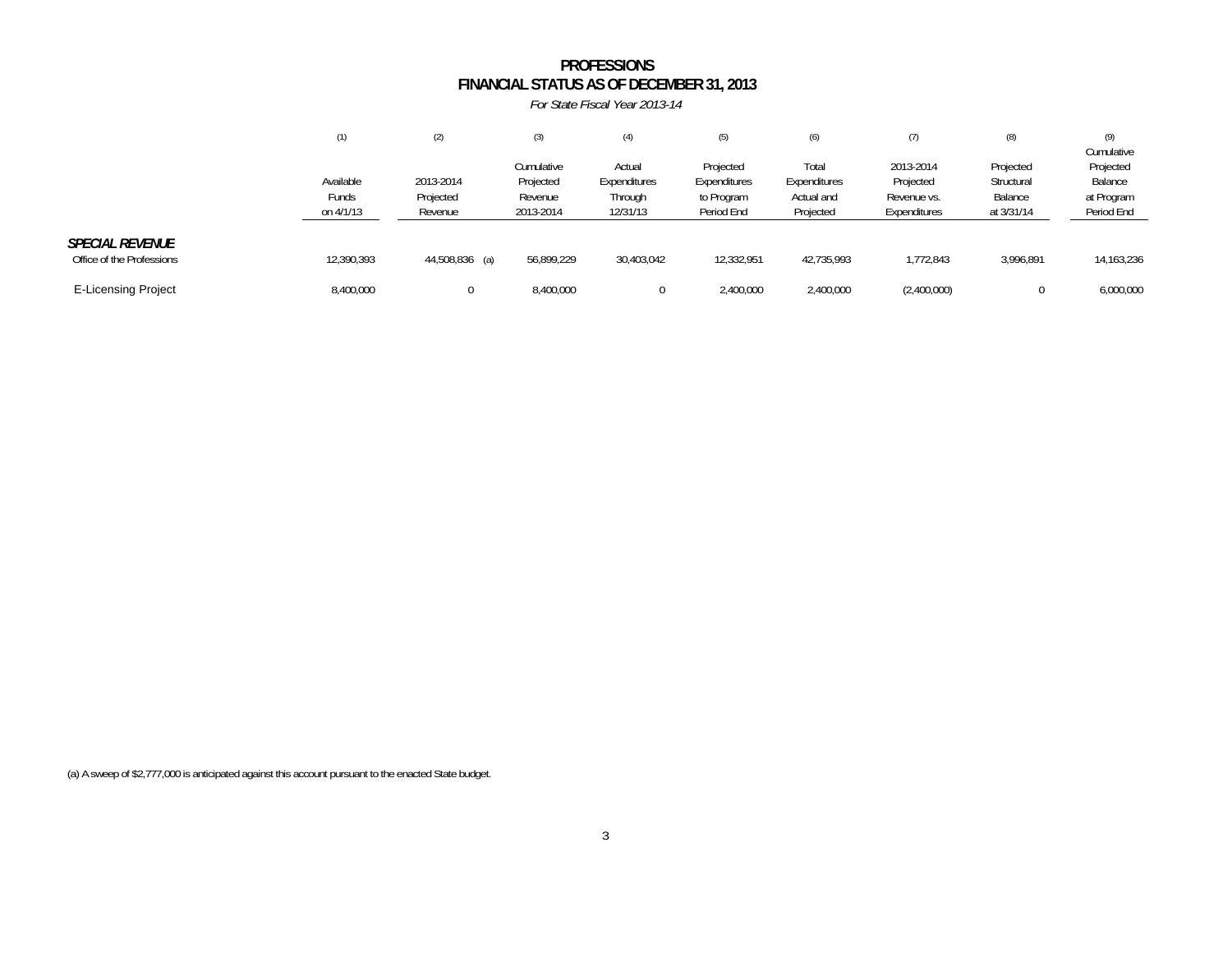# PROFESSIONS
## FINANCIAL STATUS AS OF DECEMBER 31, 2013

*For State Fiscal Year 2013-14*

| | (1) | (2) | (3) | (4) | (5) | (6) | (7) | (8) | (9) |
|---|---|---|---|---|---|---|---|---|---|
| | Available Funds on 4/1/13 | 2013-2014 Projected Revenue | Cumulative Projected Revenue 2013-2014 | Actual Expenditures Through 12/31/13 | Projected Expenditures to Program Period End | Total Expenditures Actual and Projected | 2013-2014 Projected Revenue vs. Expenditures | Projected Structural Balance at 3/31/14 | Cumulative Projected Balance at Program Period End |
| ***SPECIAL REVENUE*** | | | | | | | | | |
| Office of the Professions | 12,390,393 | 44,508,836 (a) | 56,899,229 | 30,403,042 | 12,332,951 | 42,735,993 | 1,772,843 | 3,996,891 | 14,163,236 |
| E-Licensing Project | 8,400,000 | 0 | 8,400,000 | 0 | 2,400,000 | 2,400,000 | (2,400,000) | 0 | 6,000,000 |

(a) A sweep of $2,777,000 is anticipated against this account pursuant to the enacted State budget.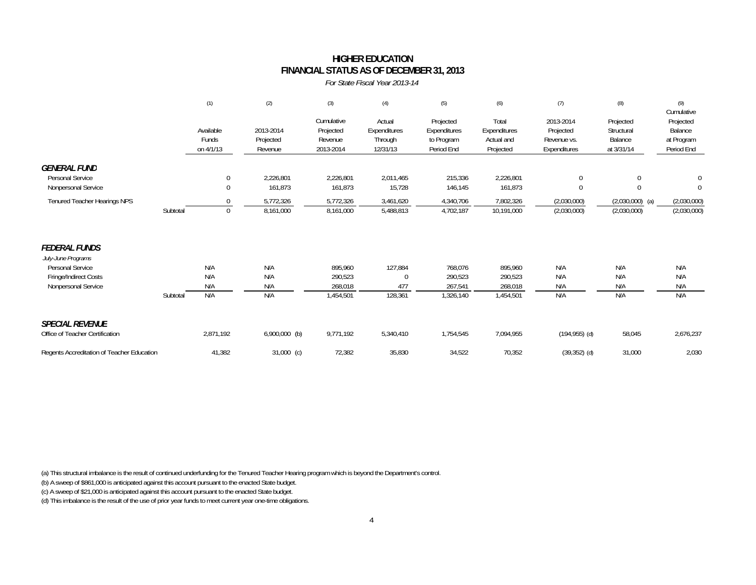# HIGHER EDUCATION
## FINANCIAL STATUS AS OF DECEMBER 31, 2013

*For State Fiscal Year 2013-14*

| | (1) | (2) | (3) | (4) | (5) | (6) | (7) | (8) | (9) |
|---|---|---|---|---|---|---|---|---|---|
| | Available Funds on 4/1/13 | 2013-2014 Projected Revenue | Cumulative Projected Revenue 2013-2014 | Actual Expenditures Through 12/31/13 | Projected Expenditures to Program Period End | Total Expenditures Actual and Projected | 2013-2014 Projected Revenue vs. Expenditures | Projected Structural Balance at 3/31/14 | Cumulative Projected Balance at Program Period End |
| ***GENERAL FUND*** | | | | | | | | | |
| Personal Service | 0 | 2,226,801 | 2,226,801 | 2,011,465 | 215,336 | 2,226,801 | 0 | 0 | 0 |
| Nonpersonal Service | 0 | 161,873 | 161,873 | 15,728 | 146,145 | 161,873 | 0 | 0 | 0 |
| Tenured Teacher Hearings NPS | 0 | 5,772,326 | 5,772,326 | 3,461,620 | 4,340,706 | 7,802,326 | (2,030,000) | (2,030,000) (a) | (2,030,000) |
| Subtotal | 0 | 8,161,000 | 8,161,000 | 5,488,813 | 4,702,187 | 10,191,000 | (2,030,000) | (2,030,000) | (2,030,000) |
| ***FEDERAL FUNDS*** | | | | | | | | | |
| *July-June Programs* | | | | | | | | | |
| Personal Service | N/A | N/A | 895,960 | 127,884 | 768,076 | 895,960 | N/A | N/A | N/A |
| Fringe/Indirect Costs | N/A | N/A | 290,523 | 0 | 290,523 | 290,523 | N/A | N/A | N/A |
| Nonpersonal Service | N/A | N/A | 268,018 | 477 | 267,541 | 268,018 | N/A | N/A | N/A |
| Subtotal | N/A | N/A | 1,454,501 | 128,361 | 1,326,140 | 1,454,501 | N/A | N/A | N/A |
| ***SPECIAL REVENUE*** | | | | | | | | | |
| Office of Teacher Certification | 2,871,192 | 6,900,000 (b) | 9,771,192 | 5,340,410 | 1,754,545 | 7,094,955 | (194,955) (d) | 58,045 | 2,676,237 |
| Regents Accreditation of Teacher Education | 41,382 | 31,000 (c) | 72,382 | 35,830 | 34,522 | 70,352 | (39,352) (d) | 31,000 | 2,030 |

(a) This structural imbalance is the result of continued underfunding for the Tenured Teacher Hearing program which is beyond the Department's control.

(b) A sweep of $861,000 is anticipated against this account pursuant to the enacted State budget.

(c) A sweep of $21,000 is anticipated against this account pursuant to the enacted State budget.

(d) This imbalance is the result of the use of prior year funds to meet current year one-time obligations.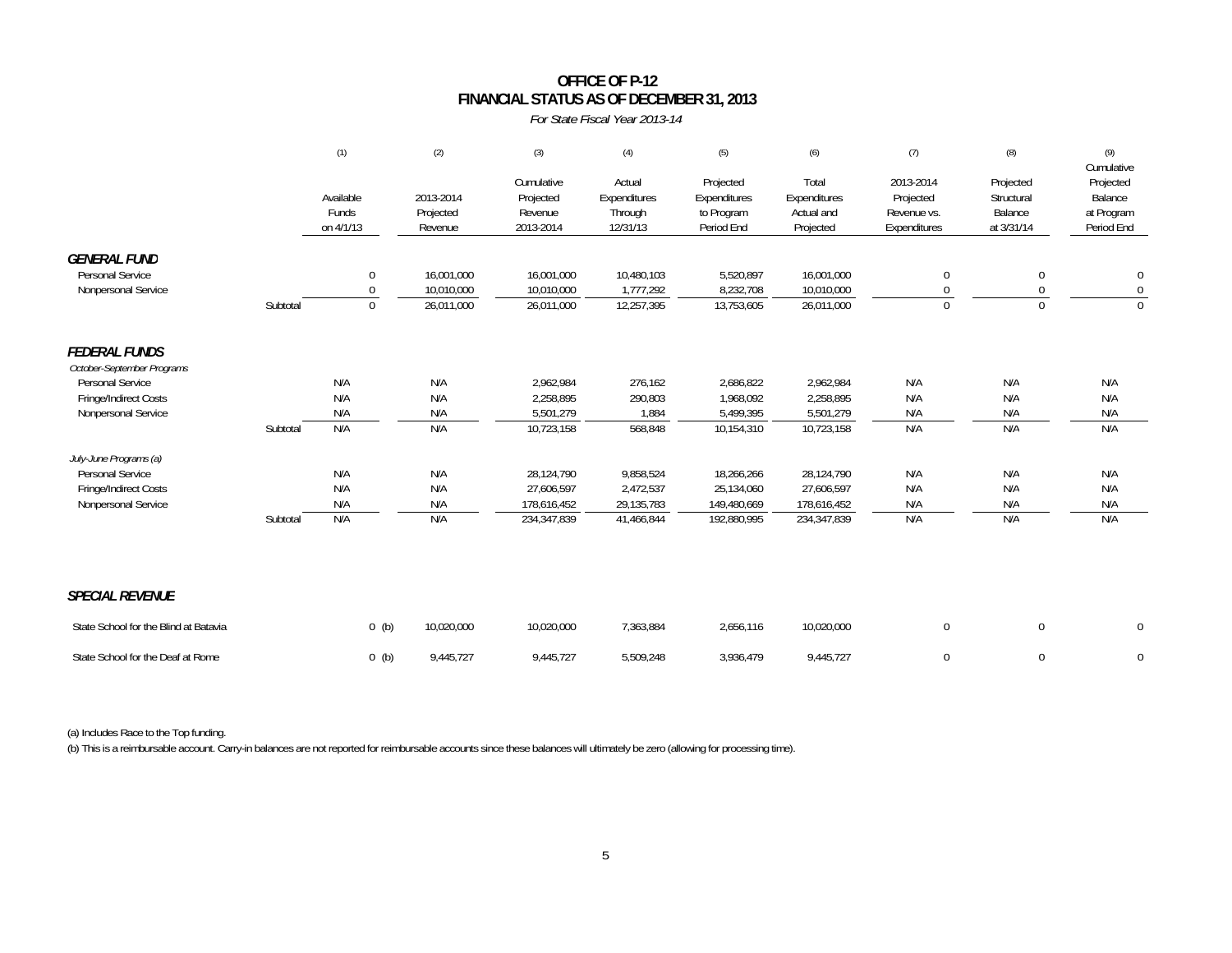# OFFICE OF P-12
## FINANCIAL STATUS AS OF DECEMBER 31, 2013

*For State Fiscal Year 2013-14*

| | | (1) Available Funds on 4/1/13 | (2) 2013-2014 Projected Revenue | (3) Cumulative Projected Revenue 2013-2014 | (4) Actual Expenditures Through 12/31/13 | (5) Projected Expenditures to Program Period End | (6) Total Expenditures Actual and Projected | (7) 2013-2014 Projected Revenue vs. Expenditures | (8) Projected Structural Balance at 3/31/14 | (9) Cumulative Projected Balance at Program Period End |
|---|---|---|---|---|---|---|---|---|---|---|
| ***GENERAL FUND*** | | | | | | | | | | |
| Personal Service | | 0 | 16,001,000 | 16,001,000 | 10,480,103 | 5,520,897 | 16,001,000 | 0 | 0 | 0 |
| Nonpersonal Service | | 0 | 10,010,000 | 10,010,000 | 1,777,292 | 8,232,708 | 10,010,000 | 0 | 0 | 0 |
| | Subtotal | 0 | 26,011,000 | 26,011,000 | 12,257,395 | 13,753,605 | 26,011,000 | 0 | 0 | 0 |
| ***FEDERAL FUNDS*** | | | | | | | | | | |
| *October-September Programs* | | | | | | | | | | |
| Personal Service | | N/A | N/A | 2,962,984 | 276,162 | 2,686,822 | 2,962,984 | N/A | N/A | N/A |
| Fringe/Indirect Costs | | N/A | N/A | 2,258,895 | 290,803 | 1,968,092 | 2,258,895 | N/A | N/A | N/A |
| Nonpersonal Service | | N/A | N/A | 5,501,279 | 1,884 | 5,499,395 | 5,501,279 | N/A | N/A | N/A |
| | Subtotal | N/A | N/A | 10,723,158 | 568,848 | 10,154,310 | 10,723,158 | N/A | N/A | N/A |
| *July-June Programs (a)* | | | | | | | | | | |
| Personal Service | | N/A | N/A | 28,124,790 | 9,858,524 | 18,266,266 | 28,124,790 | N/A | N/A | N/A |
| Fringe/Indirect Costs | | N/A | N/A | 27,606,597 | 2,472,537 | 25,134,060 | 27,606,597 | N/A | N/A | N/A |
| Nonpersonal Service | | N/A | N/A | 178,616,452 | 29,135,783 | 149,480,669 | 178,616,452 | N/A | N/A | N/A |
| | Subtotal | N/A | N/A | 234,347,839 | 41,466,844 | 192,880,995 | 234,347,839 | N/A | N/A | N/A |
| ***SPECIAL REVENUE*** | | | | | | | | | | |
| State School for the Blind at Batavia | | 0 (b) | 10,020,000 | 10,020,000 | 7,363,884 | 2,656,116 | 10,020,000 | 0 | 0 | 0 |
| State School for the Deaf at Rome | | 0 (b) | 9,445,727 | 9,445,727 | 5,509,248 | 3,936,479 | 9,445,727 | 0 | 0 | 0 |

(a) Includes Race to the Top funding.

(b) This is a reimbursable account. Carry-in balances are not reported for reimbursable accounts since these balances will ultimately be zero (allowing for processing time).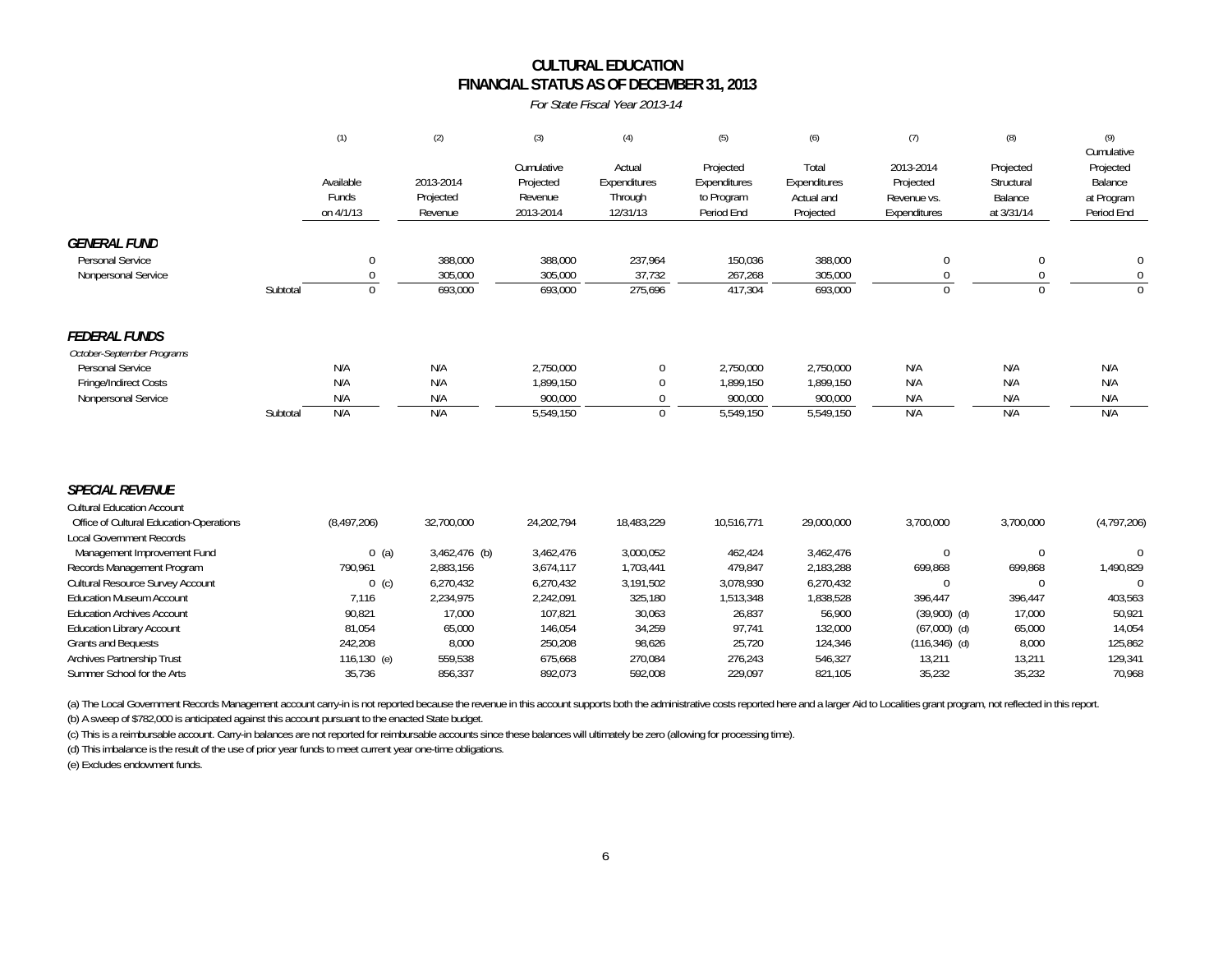# CULTURAL EDUCATION
## FINANCIAL STATUS AS OF DECEMBER 31, 2013

*For State Fiscal Year 2013-14*

| | (1) Available Funds on 4/1/13 | (2) 2013-2014 Projected Revenue | (3) Cumulative Projected Revenue 2013-2014 | (4) Actual Expenditures Through 12/31/13 | (5) Projected Expenditures to Program Period End | (6) Total Expenditures Actual and Projected | (7) 2013-2014 Projected Revenue vs. Expenditures | (8) Projected Structural Balance at 3/31/14 | (9) Cumulative Projected Balance at Program Period End |
|---|---|---|---|---|---|---|---|---|---|
| ***GENERAL FUND*** | | | | | | | | | |
| Personal Service | 0 | 388,000 | 388,000 | 237,964 | 150,036 | 388,000 | 0 | 0 | 0 |
| Nonpersonal Service | 0 | 305,000 | 305,000 | 37,732 | 267,268 | 305,000 | 0 | 0 | 0 |
| Subtotal | 0 | 693,000 | 693,000 | 275,696 | 417,304 | 693,000 | 0 | 0 | 0 |
| ***FEDERAL FUNDS*** | | | | | | | | | |
| *October-September Programs* | | | | | | | | | |
| Personal Service | N/A | N/A | 2,750,000 | 0 | 2,750,000 | 2,750,000 | N/A | N/A | N/A |
| Fringe/Indirect Costs | N/A | N/A | 1,899,150 | 0 | 1,899,150 | 1,899,150 | N/A | N/A | N/A |
| Nonpersonal Service | N/A | N/A | 900,000 | 0 | 900,000 | 900,000 | N/A | N/A | N/A |
| Subtotal | N/A | N/A | 5,549,150 | 0 | 5,549,150 | 5,549,150 | N/A | N/A | N/A |
| ***SPECIAL REVENUE*** | | | | | | | | | |
| Cultural Education Account | | | | | | | | | |
| Office of Cultural Education-Operations | (8,497,206) | 32,700,000 | 24,202,794 | 18,483,229 | 10,516,771 | 29,000,000 | 3,700,000 | 3,700,000 | (4,797,206) |
| Local Government Records | | | | | | | | | |
| Management Improvement Fund | 0 (a) | 3,462,476 (b) | 3,462,476 | 3,000,052 | 462,424 | 3,462,476 | 0 | 0 | 0 |
| Records Management Program | 790,961 | 2,883,156 | 3,674,117 | 1,703,441 | 479,847 | 2,183,288 | 699,868 | 699,868 | 1,490,829 |
| Cultural Resource Survey Account | 0 (c) | 6,270,432 | 6,270,432 | 3,191,502 | 3,078,930 | 6,270,432 | 0 | 0 | 0 |
| Education Museum Account | 7,116 | 2,234,975 | 2,242,091 | 325,180 | 1,513,348 | 1,838,528 | 396,447 | 396,447 | 403,563 |
| Education Archives Account | 90,821 | 17,000 | 107,821 | 30,063 | 26,837 | 56,900 | (39,900) (d) | 17,000 | 50,921 |
| Education Library Account | 81,054 | 65,000 | 146,054 | 34,259 | 97,741 | 132,000 | (67,000) (d) | 65,000 | 14,054 |
| Grants and Bequests | 242,208 | 8,000 | 250,208 | 98,626 | 25,720 | 124,346 | (116,346) (d) | 8,000 | 125,862 |
| Archives Partnership Trust | 116,130 (e) | 559,538 | 675,668 | 270,084 | 276,243 | 546,327 | 13,211 | 13,211 | 129,341 |
| Summer School for the Arts | 35,736 | 856,337 | 892,073 | 592,008 | 229,097 | 821,105 | 35,232 | 35,232 | 70,968 |

(a) The Local Government Records Management account carry-in is not reported because the revenue in this account supports both the administrative costs reported here and a larger Aid to Localities grant program, not reflected in this report.

(b) A sweep of $782,000 is anticipated against this account pursuant to the enacted State budget.

(c) This is a reimbursable account. Carry-in balances are not reported for reimbursable accounts since these balances will ultimately be zero (allowing for processing time).

(d) This imbalance is the result of the use of prior year funds to meet current year one-time obligations.

(e) Excludes endowment funds.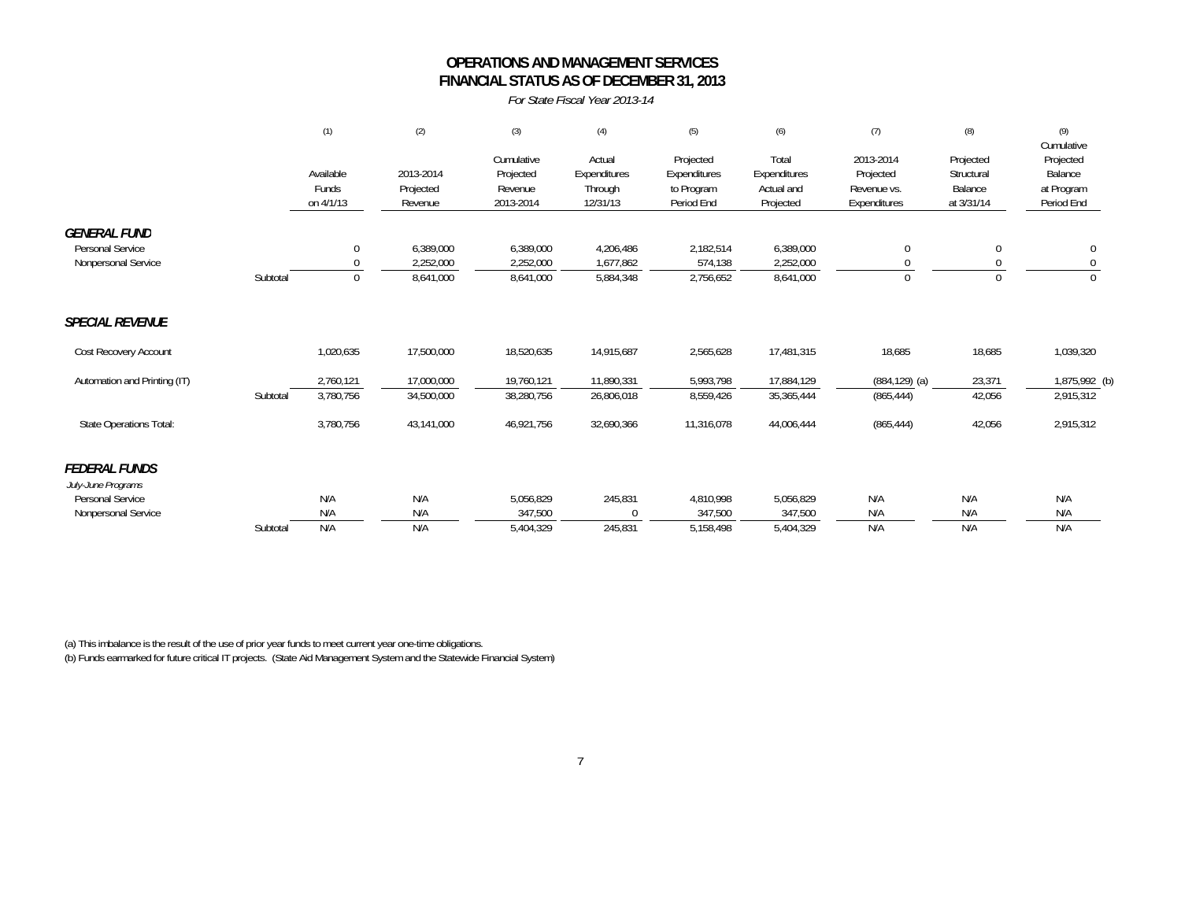# OPERATIONS AND MANAGEMENT SERVICES
# FINANCIAL STATUS AS OF DECEMBER 31, 2013

*For State Fiscal Year 2013-14*

| | | (1) | (2) | (3) | (4) | (5) | (6) | (7) | (8) | (9) |
|---|---|---|---|---|---|---|---|---|---|---|
| | | Available Funds on 4/1/13 | 2013-2014 Projected Revenue | Cumulative Projected Revenue 2013-2014 | Actual Expenditures Through 12/31/13 | Projected Expenditures to Program Period End | Total Expenditures Actual and Projected | 2013-2014 Projected Revenue vs. Expenditures | Projected Structural Balance at 3/31/14 | Cumulative Projected Balance at Program Period End |
| ***GENERAL FUND*** | | | | | | | | | | |
| Personal Service | | 0 | 6,389,000 | 6,389,000 | 4,206,486 | 2,182,514 | 6,389,000 | 0 | 0 | 0 |
| Nonpersonal Service | | 0 | 2,252,000 | 2,252,000 | 1,677,862 | 574,138 | 2,252,000 | 0 | 0 | 0 |
| | Subtotal | 0 | 8,641,000 | 8,641,000 | 5,884,348 | 2,756,652 | 8,641,000 | 0 | 0 | 0 |
| ***SPECIAL REVENUE*** | | | | | | | | | | |
| Cost Recovery Account | | 1,020,635 | 17,500,000 | 18,520,635 | 14,915,687 | 2,565,628 | 17,481,315 | 18,685 | 18,685 | 1,039,320 |
| Automation and Printing (IT) | | 2,760,121 | 17,000,000 | 19,760,121 | 11,890,331 | 5,993,798 | 17,884,129 | (884,129) (a) | 23,371 | 1,875,992 (b) |
| | Subtotal | 3,780,756 | 34,500,000 | 38,280,756 | 26,806,018 | 8,559,426 | 35,365,444 | (865,444) | 42,056 | 2,915,312 |
| State Operations Total: | | 3,780,756 | 43,141,000 | 46,921,756 | 32,690,366 | 11,316,078 | 44,006,444 | (865,444) | 42,056 | 2,915,312 |
| ***FEDERAL FUNDS*** | | | | | | | | | | |
| *July-June Programs* | | | | | | | | | | |
| Personal Service | | N/A | N/A | 5,056,829 | 245,831 | 4,810,998 | 5,056,829 | N/A | N/A | N/A |
| Nonpersonal Service | | N/A | N/A | 347,500 | 0 | 347,500 | 347,500 | N/A | N/A | N/A |
| | Subtotal | N/A | N/A | 5,404,329 | 245,831 | 5,158,498 | 5,404,329 | N/A | N/A | N/A |

(a) This imbalance is the result of the use of prior year funds to meet current year one-time obligations.

(b) Funds earmarked for future critical IT projects. (State Aid Management System and the Statewide Financial System)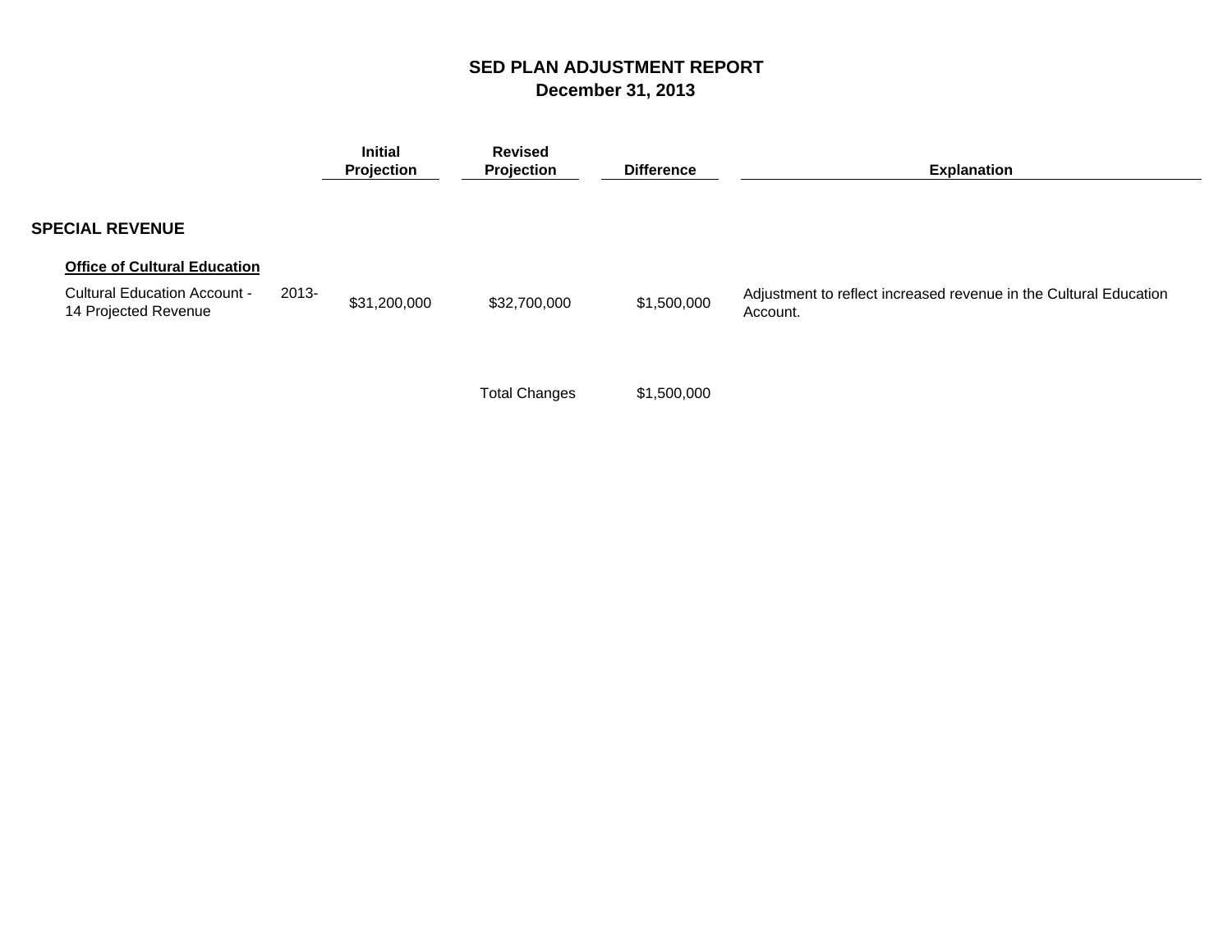# SED PLAN ADJUSTMENT REPORT
## December 31, 2013

| | Initial Projection | Revised Projection | Difference | Explanation |
|---|---|---|---|---|
| **SPECIAL REVENUE** | | | | |
| **Office of Cultural Education** | | | | |
| Cultural Education Account - 2013-14 Projected Revenue | $31,200,000 | $32,700,000 | $1,500,000 | Adjustment to reflect increased revenue in the Cultural Education Account. |
| | | Total Changes | $1,500,000 | |